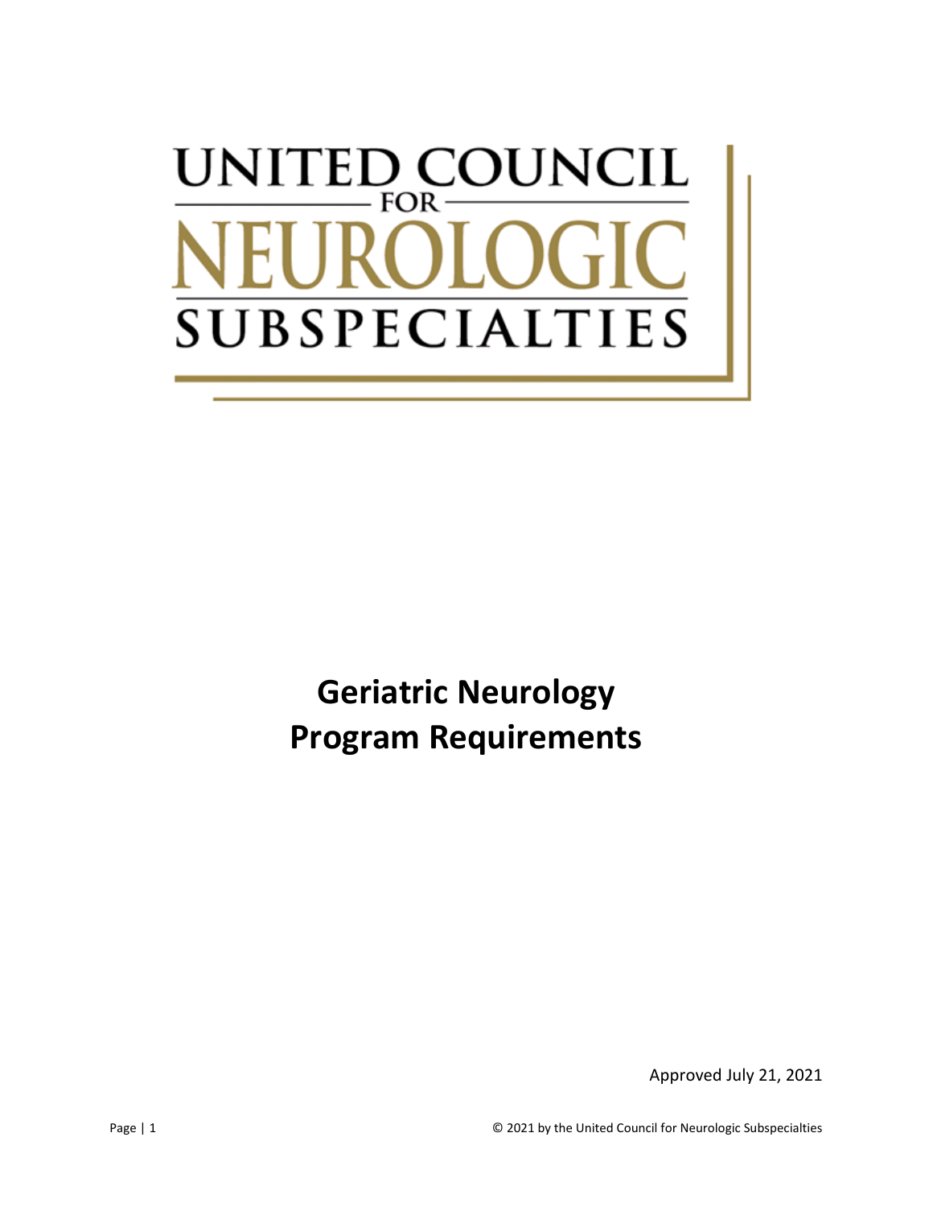UNITED COUNCIL FOR NEUROLOGIC SUBSPECIALTIES

# Geriatric Neurology Program Requirements

Approved July 21, 2021

© 2021 by the United Council for Neurologic Subspecialties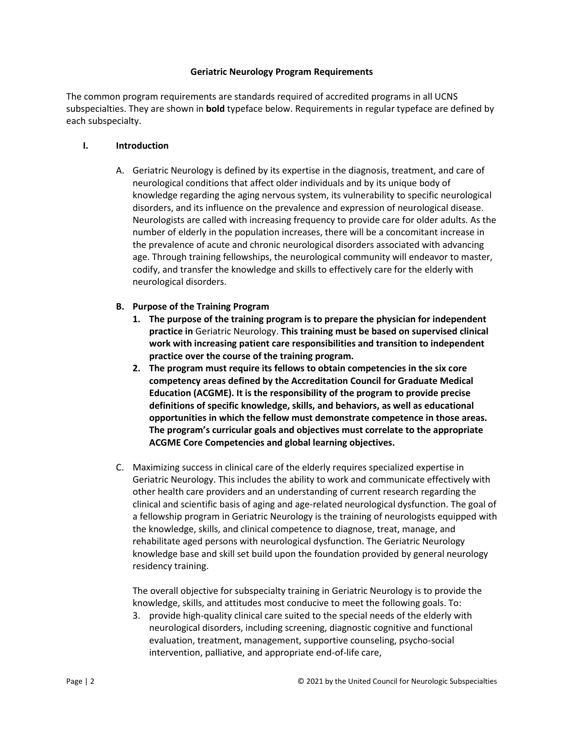**Geriatric Neurology Program Requirements**

The common program requirements are standards required of accredited programs in all UCNS subspecialties. They are shown in **bold** typeface below. Requirements in regular typeface are defined by each subspecialty.

## I. Introduction

A. Geriatric Neurology is defined by its expertise in the diagnosis, treatment, and care of neurological conditions that affect older individuals and by its unique body of knowledge regarding the aging nervous system, its vulnerability to specific neurological disorders, and its influence on the prevalence and expression of neurological disease. Neurologists are called with increasing frequency to provide care for older adults. As the number of elderly in the population increases, there will be a concomitant increase in the prevalence of acute and chronic neurological disorders associated with advancing age. Through training fellowships, the neurological community will endeavor to master, codify, and transfer the knowledge and skills to effectively care for the elderly with neurological disorders.

**B. Purpose of the Training Program**

1. **The purpose of the training program is to prepare the physician for independent practice in** Geriatric Neurology. **This training must be based on supervised clinical work with increasing patient care responsibilities and transition to independent practice over the course of the training program.**
2. **The program must require its fellows to obtain competencies in the six core competency areas defined by the Accreditation Council for Graduate Medical Education (ACGME). It is the responsibility of the program to provide precise definitions of specific knowledge, skills, and behaviors, as well as educational opportunities in which the fellow must demonstrate competence in those areas. The program's curricular goals and objectives must correlate to the appropriate ACGME Core Competencies and global learning objectives.**

C. Maximizing success in clinical care of the elderly requires specialized expertise in Geriatric Neurology. This includes the ability to work and communicate effectively with other health care providers and an understanding of current research regarding the clinical and scientific basis of aging and age-related neurological dysfunction. The goal of a fellowship program in Geriatric Neurology is the training of neurologists equipped with the knowledge, skills, and clinical competence to diagnose, treat, manage, and rehabilitate aged persons with neurological dysfunction. The Geriatric Neurology knowledge base and skill set build upon the foundation provided by general neurology residency training.

The overall objective for subspecialty training in Geriatric Neurology is to provide the knowledge, skills, and attitudes most conducive to meet the following goals. To:

3. provide high-quality clinical care suited to the special needs of the elderly with neurological disorders, including screening, diagnostic cognitive and functional evaluation, treatment, management, supportive counseling, psycho-social intervention, palliative, and appropriate end-of-life care,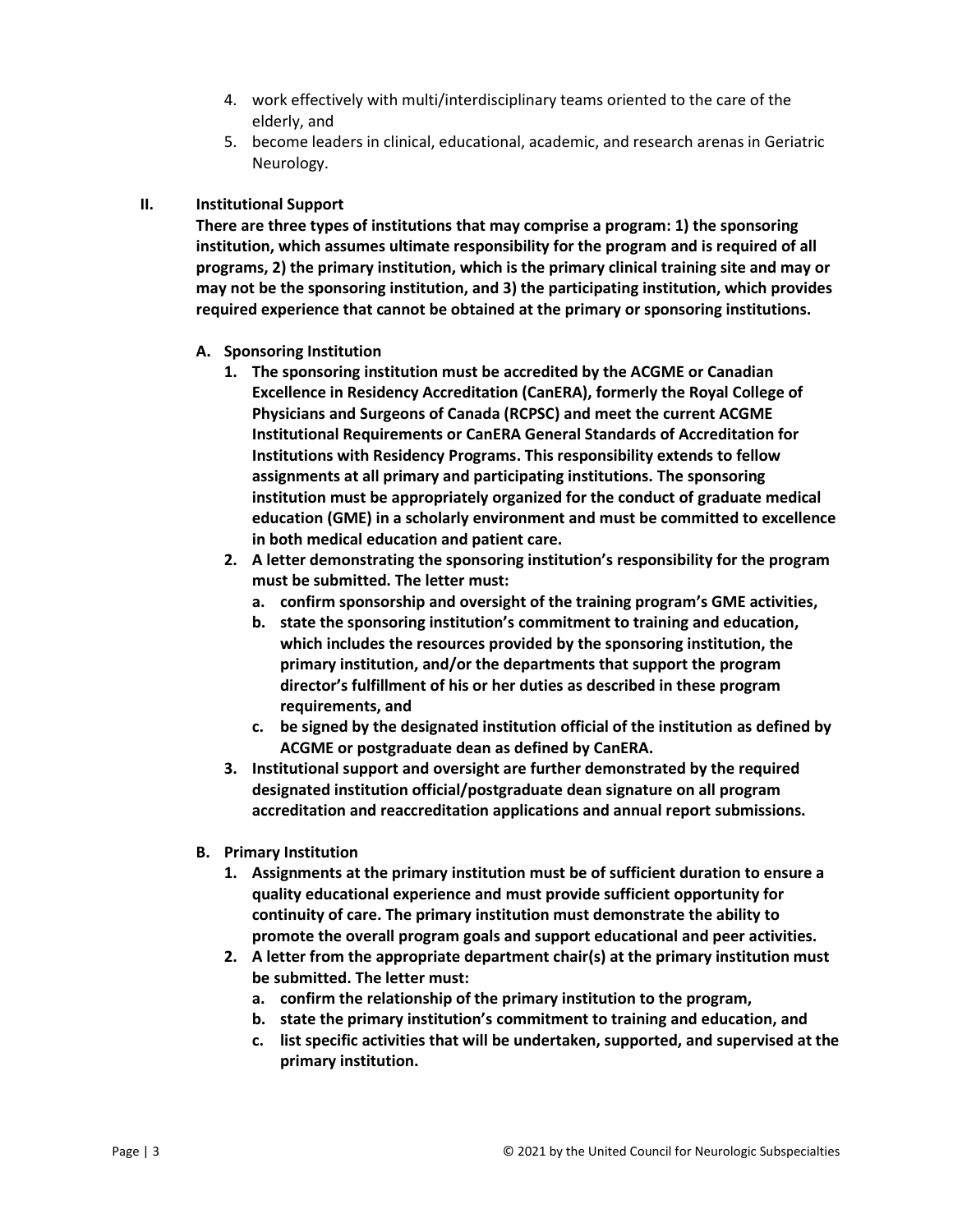4. work effectively with multi/interdisciplinary teams oriented to the care of the elderly, and
5. become leaders in clinical, educational, academic, and research arenas in Geriatric Neurology.

## II. Institutional Support

**There are three types of institutions that may comprise a program: 1) the sponsoring institution, which assumes ultimate responsibility for the program and is required of all programs, 2) the primary institution, which is the primary clinical training site and may or may not be the sponsoring institution, and 3) the participating institution, which provides required experience that cannot be obtained at the primary or sponsoring institutions.**

### A. Sponsoring Institution

1. **The sponsoring institution must be accredited by the ACGME or Canadian Excellence in Residency Accreditation (CanERA), formerly the Royal College of Physicians and Surgeons of Canada (RCPSC) and meet the current ACGME Institutional Requirements or CanERA General Standards of Accreditation for Institutions with Residency Programs. This responsibility extends to fellow assignments at all primary and participating institutions. The sponsoring institution must be appropriately organized for the conduct of graduate medical education (GME) in a scholarly environment and must be committed to excellence in both medical education and patient care.**
2. **A letter demonstrating the sponsoring institution's responsibility for the program must be submitted. The letter must:**
   a. **confirm sponsorship and oversight of the training program's GME activities,**
   b. **state the sponsoring institution's commitment to training and education, which includes the resources provided by the sponsoring institution, the primary institution, and/or the departments that support the program director's fulfillment of his or her duties as described in these program requirements, and**
   c. **be signed by the designated institution official of the institution as defined by ACGME or postgraduate dean as defined by CanERA.**
3. **Institutional support and oversight are further demonstrated by the required designated institution official/postgraduate dean signature on all program accreditation and reaccreditation applications and annual report submissions.**

### B. Primary Institution

1. **Assignments at the primary institution must be of sufficient duration to ensure a quality educational experience and must provide sufficient opportunity for continuity of care. The primary institution must demonstrate the ability to promote the overall program goals and support educational and peer activities.**
2. **A letter from the appropriate department chair(s) at the primary institution must be submitted. The letter must:**
   a. **confirm the relationship of the primary institution to the program,**
   b. **state the primary institution's commitment to training and education, and**
   c. **list specific activities that will be undertaken, supported, and supervised at the primary institution.**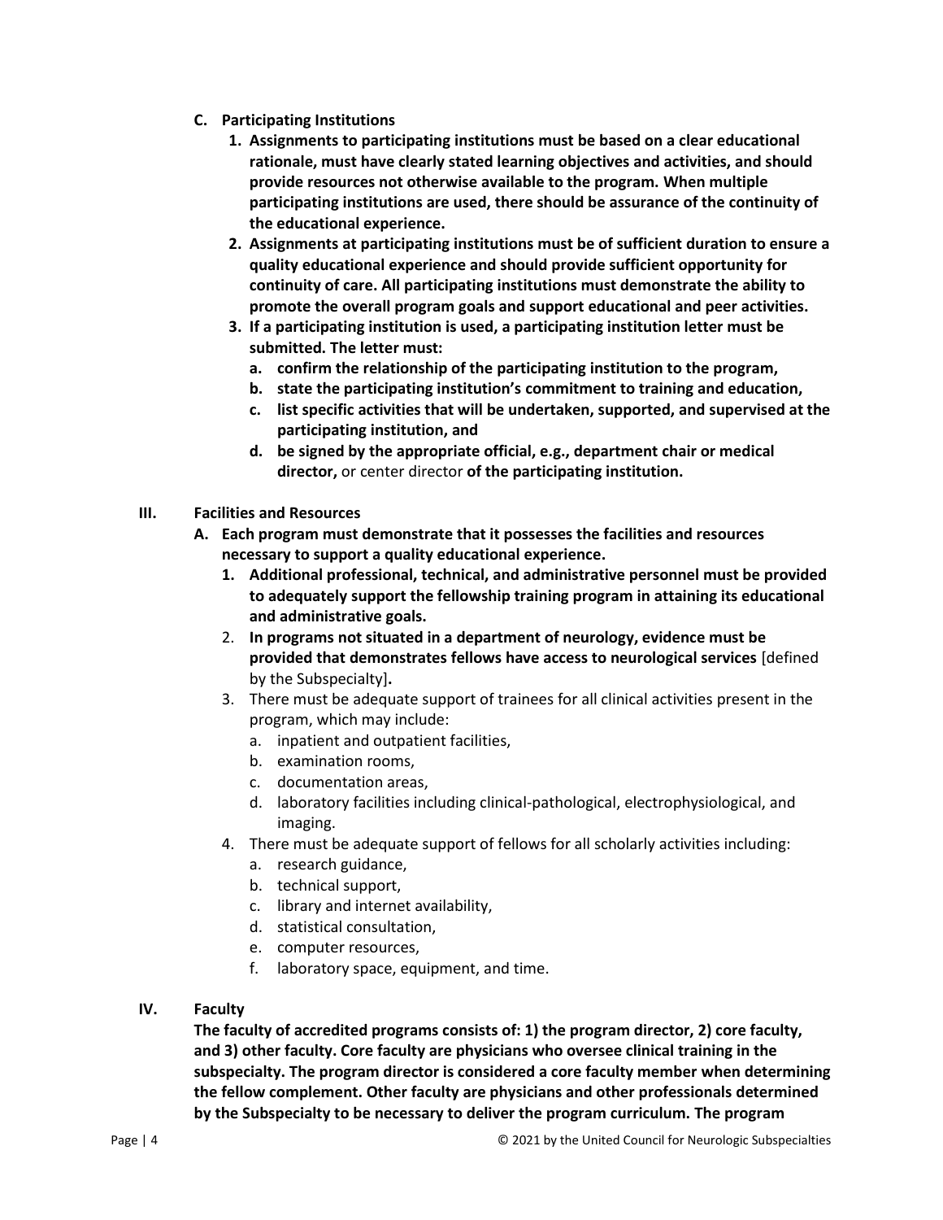**C. Participating Institutions**

1. **Assignments to participating institutions must be based on a clear educational rationale, must have clearly stated learning objectives and activities, and should provide resources not otherwise available to the program. When multiple participating institutions are used, there should be assurance of the continuity of the educational experience.**
2. **Assignments at participating institutions must be of sufficient duration to ensure a quality educational experience and should provide sufficient opportunity for continuity of care. All participating institutions must demonstrate the ability to promote the overall program goals and support educational and peer activities.**
3. **If a participating institution is used, a participating institution letter must be submitted. The letter must:**
   a. **confirm the relationship of the participating institution to the program,**
   b. **state the participating institution's commitment to training and education,**
   c. **list specific activities that will be undertaken, supported, and supervised at the participating institution, and**
   d. **be signed by the appropriate official, e.g., department chair or medical director,** or center director **of the participating institution.**

## III. Facilities and Resources

**A. Each program must demonstrate that it possesses the facilities and resources necessary to support a quality educational experience.**

1. **Additional professional, technical, and administrative personnel must be provided to adequately support the fellowship training program in attaining its educational and administrative goals.**
2. **In programs not situated in a department of neurology, evidence must be provided that demonstrates fellows have access to neurological services** [defined by the Subspecialty]**.**
3. There must be adequate support of trainees for all clinical activities present in the program, which may include:
   a. inpatient and outpatient facilities,
   b. examination rooms,
   c. documentation areas,
   d. laboratory facilities including clinical-pathological, electrophysiological, and imaging.
4. There must be adequate support of fellows for all scholarly activities including:
   a. research guidance,
   b. technical support,
   c. library and internet availability,
   d. statistical consultation,
   e. computer resources,
   f. laboratory space, equipment, and time.

## IV. Faculty

**The faculty of accredited programs consists of: 1) the program director, 2) core faculty, and 3) other faculty. Core faculty are physicians who oversee clinical training in the subspecialty. The program director is considered a core faculty member when determining the fellow complement. Other faculty are physicians and other professionals determined by the Subspecialty to be necessary to deliver the program curriculum. The program**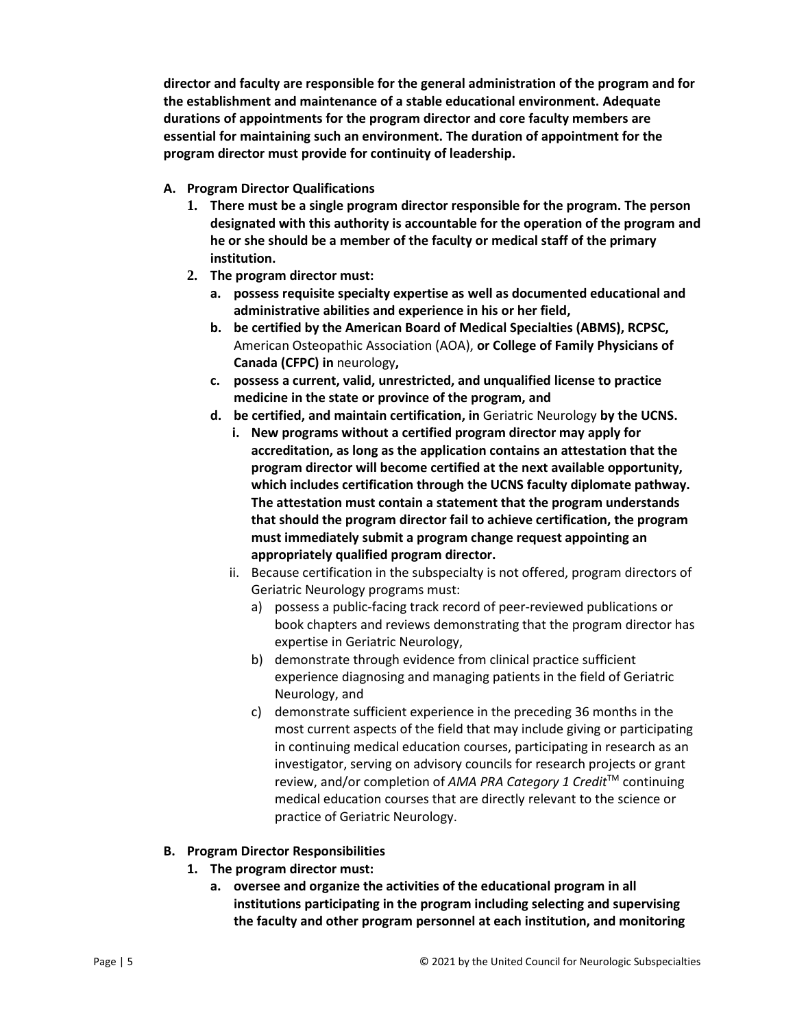**director and faculty are responsible for the general administration of the program and for the establishment and maintenance of a stable educational environment. Adequate durations of appointments for the program director and core faculty members are essential for maintaining such an environment. The duration of appointment for the program director must provide for continuity of leadership.**

**A. Program Director Qualifications**

1. **There must be a single program director responsible for the program. The person designated with this authority is accountable for the operation of the program and he or she should be a member of the faculty or medical staff of the primary institution.**
2. **The program director must:**
   a. **possess requisite specialty expertise as well as documented educational and administrative abilities and experience in his or her field,**
   b. **be certified by the American Board of Medical Specialties (ABMS), RCPSC,** American Osteopathic Association (AOA), **or College of Family Physicians of Canada (CFPC) in** neurology**,**
   c. **possess a current, valid, unrestricted, and unqualified license to practice medicine in the state or province of the program, and**
   d. **be certified, and maintain certification, in** Geriatric Neurology **by the UCNS.**
      i. **New programs without a certified program director may apply for accreditation, as long as the application contains an attestation that the program director will become certified at the next available opportunity, which includes certification through the UCNS faculty diplomate pathway. The attestation must contain a statement that the program understands that should the program director fail to achieve certification, the program must immediately submit a program change request appointing an appropriately qualified program director.**
      ii. Because certification in the subspecialty is not offered, program directors of Geriatric Neurology programs must:
         a) possess a public-facing track record of peer-reviewed publications or book chapters and reviews demonstrating that the program director has expertise in Geriatric Neurology,
         b) demonstrate through evidence from clinical practice sufficient experience diagnosing and managing patients in the field of Geriatric Neurology, and
         c) demonstrate sufficient experience in the preceding 36 months in the most current aspects of the field that may include giving or participating in continuing medical education courses, participating in research as an investigator, serving on advisory councils for research projects or grant review, and/or completion of *AMA PRA Category 1 Credit*™ continuing medical education courses that are directly relevant to the science or practice of Geriatric Neurology.

**B. Program Director Responsibilities**

1. **The program director must:**
   a. **oversee and organize the activities of the educational program in all institutions participating in the program including selecting and supervising the faculty and other program personnel at each institution, and monitoring**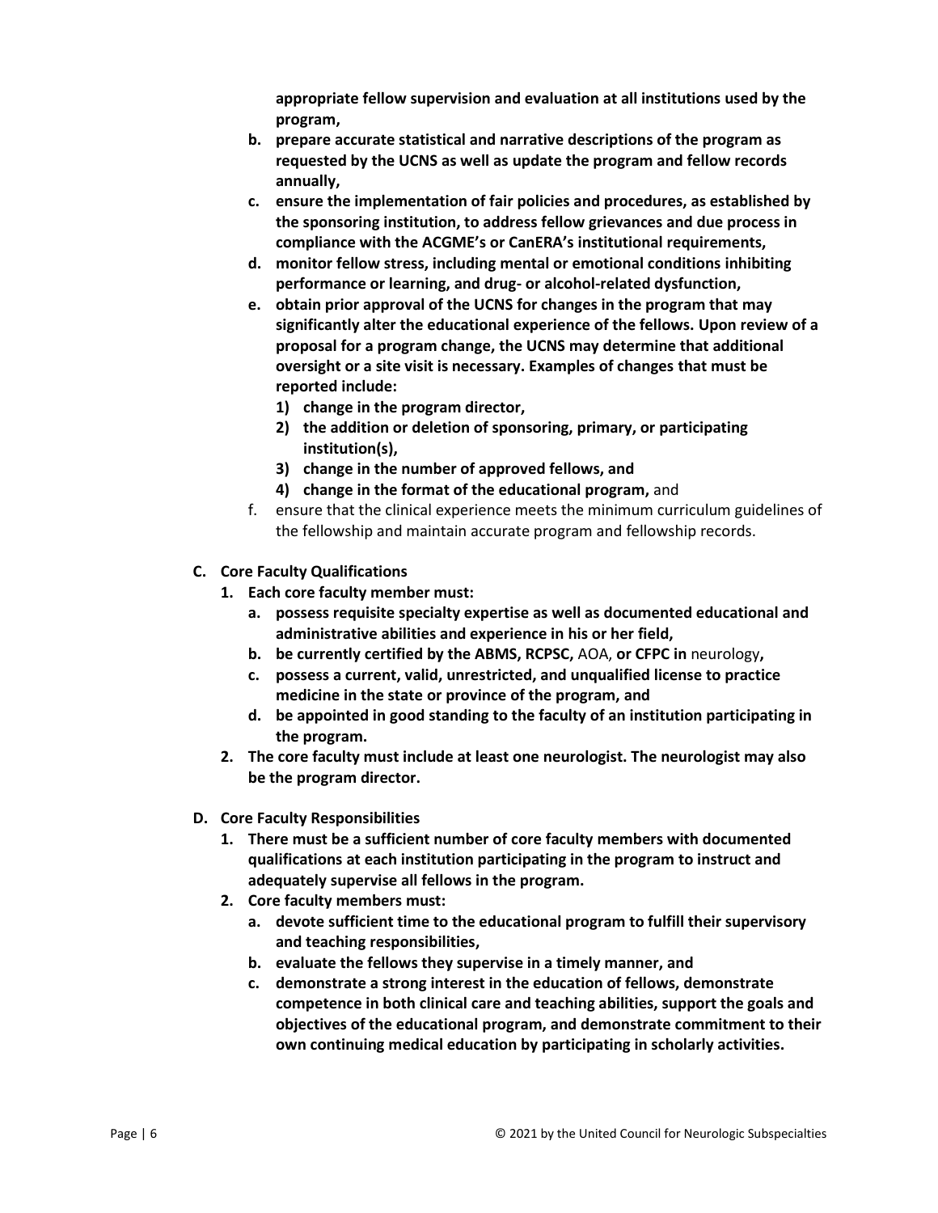**appropriate fellow supervision and evaluation at all institutions used by the program,**

b. **prepare accurate statistical and narrative descriptions of the program as requested by the UCNS as well as update the program and fellow records annually,**
c. **ensure the implementation of fair policies and procedures, as established by the sponsoring institution, to address fellow grievances and due process in compliance with the ACGME's or CanERA's institutional requirements,**
d. **monitor fellow stress, including mental or emotional conditions inhibiting performance or learning, and drug- or alcohol-related dysfunction,**
e. **obtain prior approval of the UCNS for changes in the program that may significantly alter the educational experience of the fellows. Upon review of a proposal for a program change, the UCNS may determine that additional oversight or a site visit is necessary. Examples of changes that must be reported include:**
   1) **change in the program director,**
   2) **the addition or deletion of sponsoring, primary, or participating institution(s),**
   3) **change in the number of approved fellows, and**
   4) **change in the format of the educational program,** and
f. ensure that the clinical experience meets the minimum curriculum guidelines of the fellowship and maintain accurate program and fellowship records.

**C. Core Faculty Qualifications**

1. **Each core faculty member must:**
   a. **possess requisite specialty expertise as well as documented educational and administrative abilities and experience in his or her field,**
   b. **be currently certified by the ABMS, RCPSC,** AOA, **or CFPC in** neurology**,**
   c. **possess a current, valid, unrestricted, and unqualified license to practice medicine in the state or province of the program, and**
   d. **be appointed in good standing to the faculty of an institution participating in the program.**
2. **The core faculty must include at least one neurologist. The neurologist may also be the program director.**

**D. Core Faculty Responsibilities**

1. **There must be a sufficient number of core faculty members with documented qualifications at each institution participating in the program to instruct and adequately supervise all fellows in the program.**
2. **Core faculty members must:**
   a. **devote sufficient time to the educational program to fulfill their supervisory and teaching responsibilities,**
   b. **evaluate the fellows they supervise in a timely manner, and**
   c. **demonstrate a strong interest in the education of fellows, demonstrate competence in both clinical care and teaching abilities, support the goals and objectives of the educational program, and demonstrate commitment to their own continuing medical education by participating in scholarly activities.**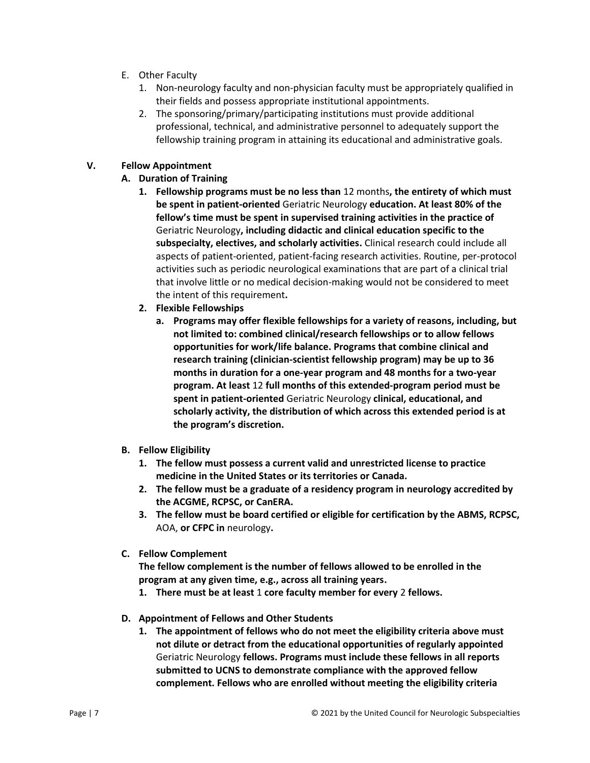E. Other Faculty
   1. Non-neurology faculty and non-physician faculty must be appropriately qualified in their fields and possess appropriate institutional appointments.
   2. The sponsoring/primary/participating institutions must provide additional professional, technical, and administrative personnel to adequately support the fellowship training program in attaining its educational and administrative goals.

## V. Fellow Appointment

### A. Duration of Training

1. **Fellowship programs must be no less than** 12 months**, the entirety of which must be spent in patient-oriented** Geriatric Neurology **education. At least 80% of the fellow's time must be spent in supervised training activities in the practice of** Geriatric Neurology**, including didactic and clinical education specific to the subspecialty, electives, and scholarly activities.** Clinical research could include all aspects of patient-oriented, patient-facing research activities. Routine, per-protocol activities such as periodic neurological examinations that are part of a clinical trial that involve little or no medical decision-making would not be considered to meet the intent of this requirement**.**
2. **Flexible Fellowships**
   a. **Programs may offer flexible fellowships for a variety of reasons, including, but not limited to: combined clinical/research fellowships or to allow fellows opportunities for work/life balance. Programs that combine clinical and research training (clinician-scientist fellowship program) may be up to 36 months in duration for a one-year program and 48 months for a two-year program. At least** 12 **full months of this extended-program period must be spent in patient-oriented** Geriatric Neurology **clinical, educational, and scholarly activity, the distribution of which across this extended period is at the program's discretion.**

### B. Fellow Eligibility

1. **The fellow must possess a current valid and unrestricted license to practice medicine in the United States or its territories or Canada.**
2. **The fellow must be a graduate of a residency program in neurology accredited by the ACGME, RCPSC, or CanERA.**
3. **The fellow must be board certified or eligible for certification by the ABMS, RCPSC,** AOA, **or CFPC in** neurology**.**

### C. Fellow Complement

**The fellow complement is the number of fellows allowed to be enrolled in the program at any given time, e.g., across all training years.**

1. **There must be at least** 1 **core faculty member for every** 2 **fellows.**

### D. Appointment of Fellows and Other Students

1. **The appointment of fellows who do not meet the eligibility criteria above must not dilute or detract from the educational opportunities of regularly appointed** Geriatric Neurology **fellows. Programs must include these fellows in all reports submitted to UCNS to demonstrate compliance with the approved fellow complement. Fellows who are enrolled without meeting the eligibility criteria**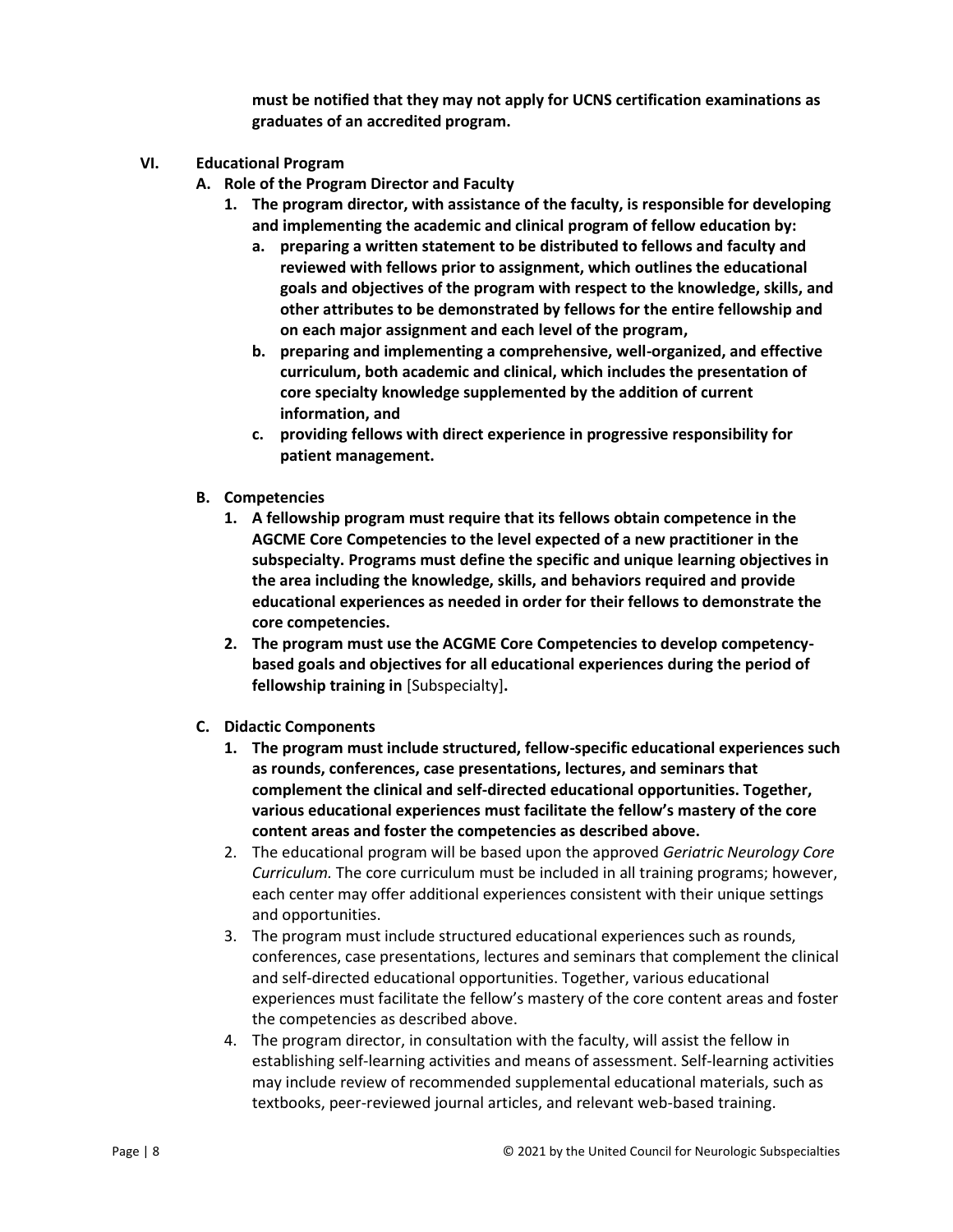**must be notified that they may not apply for UCNS certification examinations as graduates of an accredited program.**

**VI. Educational Program**

**A. Role of the Program Director and Faculty**

1. **The program director, with assistance of the faculty, is responsible for developing and implementing the academic and clinical program of fellow education by:**
   a. **preparing a written statement to be distributed to fellows and faculty and reviewed with fellows prior to assignment, which outlines the educational goals and objectives of the program with respect to the knowledge, skills, and other attributes to be demonstrated by fellows for the entire fellowship and on each major assignment and each level of the program,**
   b. **preparing and implementing a comprehensive, well-organized, and effective curriculum, both academic and clinical, which includes the presentation of core specialty knowledge supplemented by the addition of current information, and**
   c. **providing fellows with direct experience in progressive responsibility for patient management.**

**B. Competencies**

1. **A fellowship program must require that its fellows obtain competence in the AGCME Core Competencies to the level expected of a new practitioner in the subspecialty. Programs must define the specific and unique learning objectives in the area including the knowledge, skills, and behaviors required and provide educational experiences as needed in order for their fellows to demonstrate the core competencies.**
2. **The program must use the ACGME Core Competencies to develop competency-based goals and objectives for all educational experiences during the period of fellowship training in** [Subspecialty]**.**

**C. Didactic Components**

1. **The program must include structured, fellow-specific educational experiences such as rounds, conferences, case presentations, lectures, and seminars that complement the clinical and self-directed educational opportunities. Together, various educational experiences must facilitate the fellow's mastery of the core content areas and foster the competencies as described above.**
2. The educational program will be based upon the approved *Geriatric Neurology Core Curriculum.* The core curriculum must be included in all training programs; however, each center may offer additional experiences consistent with their unique settings and opportunities.
3. The program must include structured educational experiences such as rounds, conferences, case presentations, lectures and seminars that complement the clinical and self-directed educational opportunities. Together, various educational experiences must facilitate the fellow's mastery of the core content areas and foster the competencies as described above.
4. The program director, in consultation with the faculty, will assist the fellow in establishing self-learning activities and means of assessment. Self-learning activities may include review of recommended supplemental educational materials, such as textbooks, peer-reviewed journal articles, and relevant web-based training.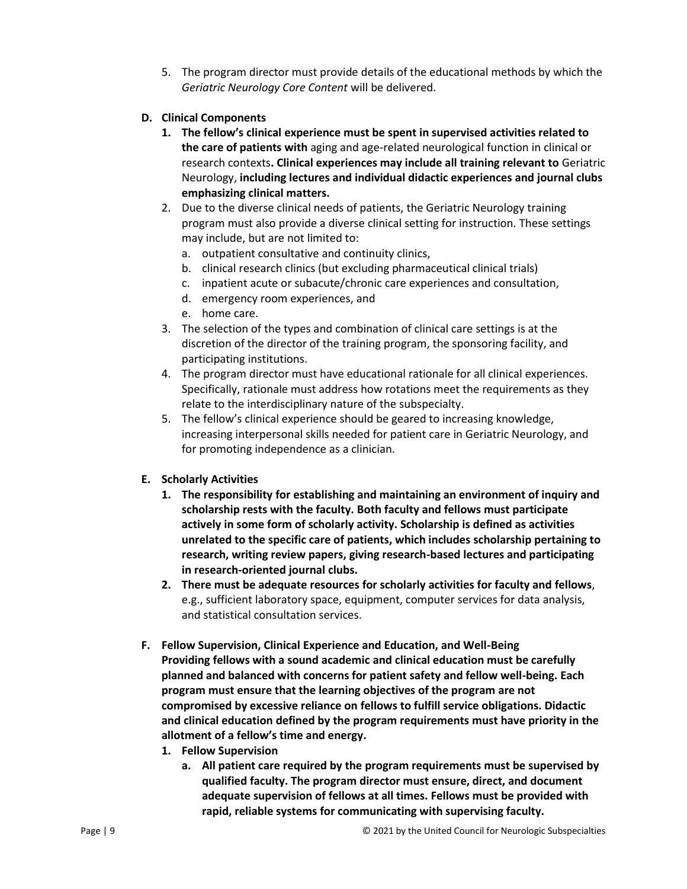5. The program director must provide details of the educational methods by which the *Geriatric Neurology Core Content* will be delivered.

**D. Clinical Components**

1. **The fellow's clinical experience must be spent in supervised activities related to the care of patients with** aging and age-related neurological function in clinical or research contexts**. Clinical experiences may include all training relevant to** Geriatric Neurology, **including lectures and individual didactic experiences and journal clubs emphasizing clinical matters.**
2. Due to the diverse clinical needs of patients, the Geriatric Neurology training program must also provide a diverse clinical setting for instruction. These settings may include, but are not limited to:
   a. outpatient consultative and continuity clinics,
   b. clinical research clinics (but excluding pharmaceutical clinical trials)
   c. inpatient acute or subacute/chronic care experiences and consultation,
   d. emergency room experiences, and
   e. home care.
3. The selection of the types and combination of clinical care settings is at the discretion of the director of the training program, the sponsoring facility, and participating institutions.
4. The program director must have educational rationale for all clinical experiences. Specifically, rationale must address how rotations meet the requirements as they relate to the interdisciplinary nature of the subspecialty.
5. The fellow's clinical experience should be geared to increasing knowledge, increasing interpersonal skills needed for patient care in Geriatric Neurology, and for promoting independence as a clinician.

**E. Scholarly Activities**

1. **The responsibility for establishing and maintaining an environment of inquiry and scholarship rests with the faculty. Both faculty and fellows must participate actively in some form of scholarly activity. Scholarship is defined as activities unrelated to the specific care of patients, which includes scholarship pertaining to research, writing review papers, giving research-based lectures and participating in research-oriented journal clubs.**
2. **There must be adequate resources for scholarly activities for faculty and fellows**, e.g., sufficient laboratory space, equipment, computer services for data analysis, and statistical consultation services.

**F. Fellow Supervision, Clinical Experience and Education, and Well-Being**

**Providing fellows with a sound academic and clinical education must be carefully planned and balanced with concerns for patient safety and fellow well-being. Each program must ensure that the learning objectives of the program are not compromised by excessive reliance on fellows to fulfill service obligations. Didactic and clinical education defined by the program requirements must have priority in the allotment of a fellow's time and energy.**

1. **Fellow Supervision**
   a. **All patient care required by the program requirements must be supervised by qualified faculty. The program director must ensure, direct, and document adequate supervision of fellows at all times. Fellows must be provided with rapid, reliable systems for communicating with supervising faculty.**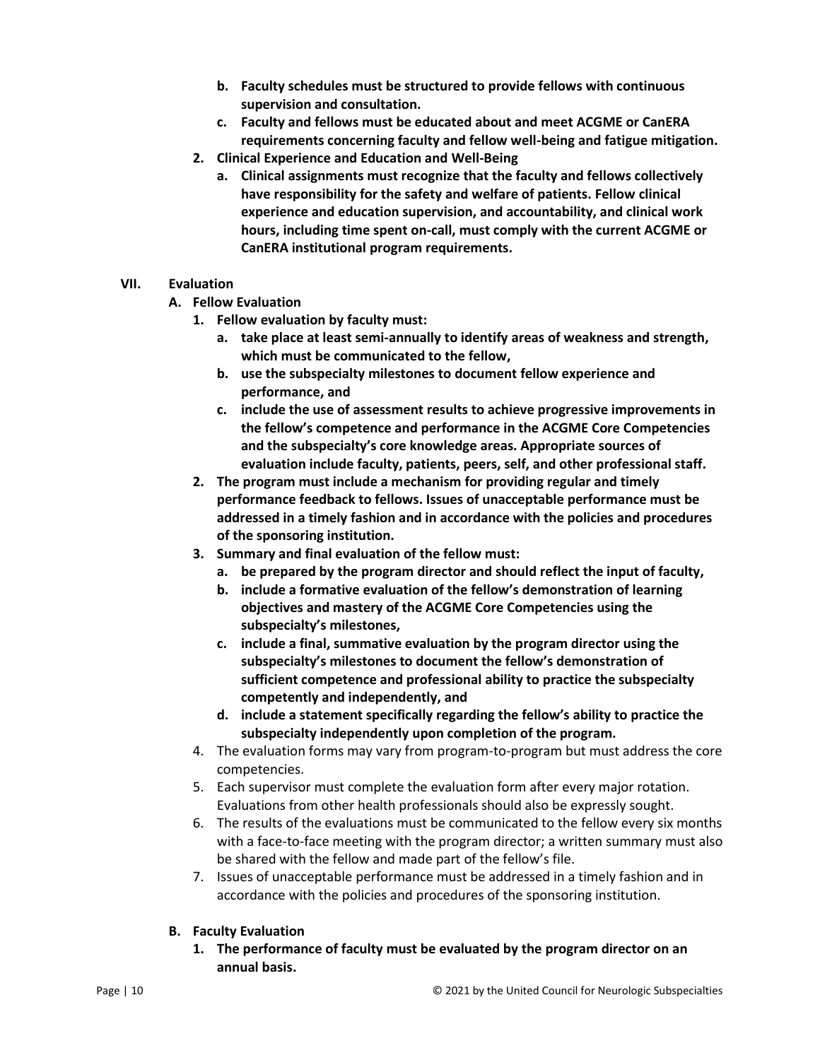- **b. Faculty schedules must be structured to provide fellows with continuous supervision and consultation.**
- **c. Faculty and fellows must be educated about and meet ACGME or CanERA requirements concerning faculty and fellow well-being and fatigue mitigation.**

**2. Clinical Experience and Education and Well-Being**

- **a. Clinical assignments must recognize that the faculty and fellows collectively have responsibility for the safety and welfare of patients. Fellow clinical experience and education supervision, and accountability, and clinical work hours, including time spent on-call, must comply with the current ACGME or CanERA institutional program requirements.**

## VII. Evaluation

### A. Fellow Evaluation

**1. Fellow evaluation by faculty must:**

- **a. take place at least semi-annually to identify areas of weakness and strength, which must be communicated to the fellow,**
- **b. use the subspecialty milestones to document fellow experience and performance, and**
- **c. include the use of assessment results to achieve progressive improvements in the fellow's competence and performance in the ACGME Core Competencies and the subspecialty's core knowledge areas. Appropriate sources of evaluation include faculty, patients, peers, self, and other professional staff.**

**2. The program must include a mechanism for providing regular and timely performance feedback to fellows. Issues of unacceptable performance must be addressed in a timely fashion and in accordance with the policies and procedures of the sponsoring institution.**

**3. Summary and final evaluation of the fellow must:**

- **a. be prepared by the program director and should reflect the input of faculty,**
- **b. include a formative evaluation of the fellow's demonstration of learning objectives and mastery of the ACGME Core Competencies using the subspecialty's milestones,**
- **c. include a final, summative evaluation by the program director using the subspecialty's milestones to document the fellow's demonstration of sufficient competence and professional ability to practice the subspecialty competently and independently, and**
- **d. include a statement specifically regarding the fellow's ability to practice the subspecialty independently upon completion of the program.**

4. The evaluation forms may vary from program-to-program but must address the core competencies.

5. Each supervisor must complete the evaluation form after every major rotation. Evaluations from other health professionals should also be expressly sought.

6. The results of the evaluations must be communicated to the fellow every six months with a face-to-face meeting with the program director; a written summary must also be shared with the fellow and made part of the fellow's file.

7. Issues of unacceptable performance must be addressed in a timely fashion and in accordance with the policies and procedures of the sponsoring institution.

### B. Faculty Evaluation

**1. The performance of faculty must be evaluated by the program director on an annual basis.**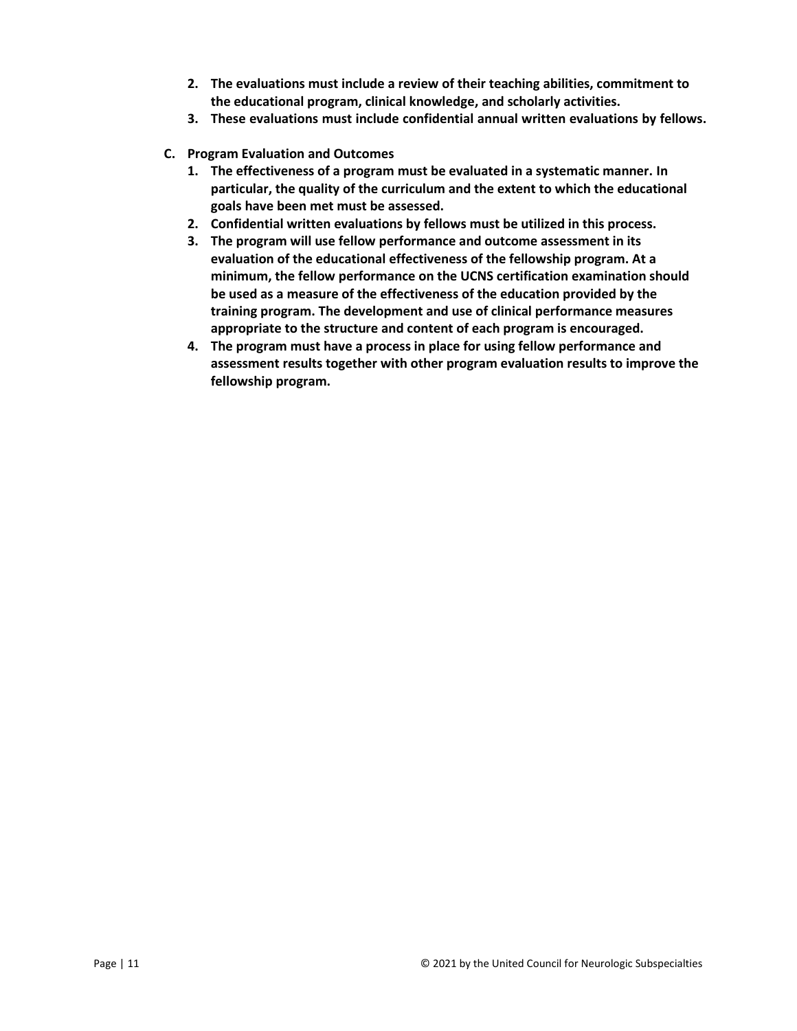2. **The evaluations must include a review of their teaching abilities, commitment to the educational program, clinical knowledge, and scholarly activities.**
3. **These evaluations must include confidential annual written evaluations by fellows.**

**C. Program Evaluation and Outcomes**

1. **The effectiveness of a program must be evaluated in a systematic manner. In particular, the quality of the curriculum and the extent to which the educational goals have been met must be assessed.**
2. **Confidential written evaluations by fellows must be utilized in this process.**
3. **The program will use fellow performance and outcome assessment in its evaluation of the educational effectiveness of the fellowship program. At a minimum, the fellow performance on the UCNS certification examination should be used as a measure of the effectiveness of the education provided by the training program. The development and use of clinical performance measures appropriate to the structure and content of each program is encouraged.**
4. **The program must have a process in place for using fellow performance and assessment results together with other program evaluation results to improve the fellowship program.**